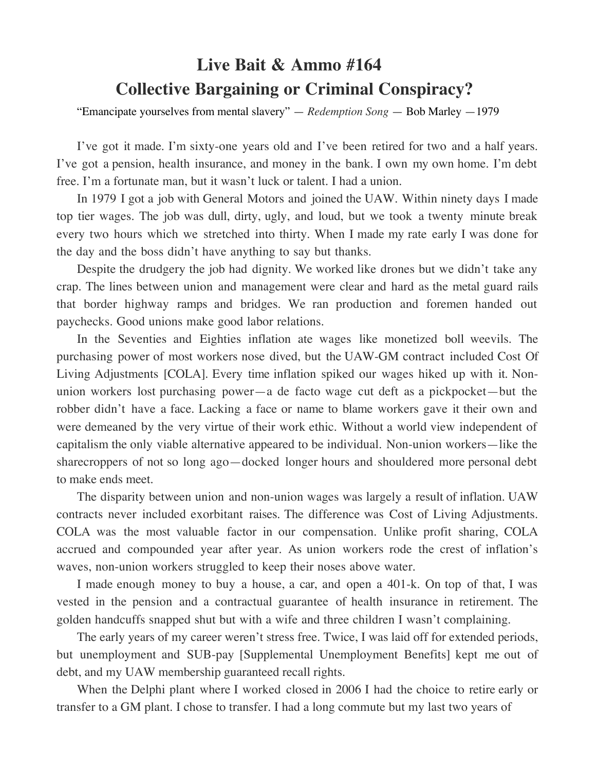# Live Bait & Ammo #164
# Collective Bargaining or Criminal Conspiracy?

"Emancipate yourselves from mental slavery" — *Redemption Song* — Bob Marley —1979

I've got it made. I'm sixty-one years old and I've been retired for two and a half years. I've got a pension, health insurance, and money in the bank. I own my own home. I'm debt free. I'm a fortunate man, but it wasn't luck or talent. I had a union.

In 1979 I got a job with General Motors and joined the UAW. Within ninety days I made top tier wages. The job was dull, dirty, ugly, and loud, but we took a twenty minute break every two hours which we stretched into thirty. When I made my rate early I was done for the day and the boss didn't have anything to say but thanks.

Despite the drudgery the job had dignity. We worked like drones but we didn't take any crap. The lines between union and management were clear and hard as the metal guard rails that border highway ramps and bridges. We ran production and foremen handed out paychecks. Good unions make good labor relations.

In the Seventies and Eighties inflation ate wages like monetized boll weevils. The purchasing power of most workers nose dived, but the UAW-GM contract included Cost Of Living Adjustments [COLA]. Every time inflation spiked our wages hiked up with it. Non-union workers lost purchasing power—a de facto wage cut deft as a pickpocket—but the robber didn't have a face. Lacking a face or name to blame workers gave it their own and were demeaned by the very virtue of their work ethic. Without a world view independent of capitalism the only viable alternative appeared to be individual. Non-union workers—like the sharecroppers of not so long ago—docked longer hours and shouldered more personal debt to make ends meet.

The disparity between union and non-union wages was largely a result of inflation. UAW contracts never included exorbitant raises. The difference was Cost of Living Adjustments. COLA was the most valuable factor in our compensation. Unlike profit sharing, COLA accrued and compounded year after year. As union workers rode the crest of inflation's waves, non-union workers struggled to keep their noses above water.

I made enough money to buy a house, a car, and open a 401-k. On top of that, I was vested in the pension and a contractual guarantee of health insurance in retirement. The golden handcuffs snapped shut but with a wife and three children I wasn't complaining.

The early years of my career weren't stress free. Twice, I was laid off for extended periods, but unemployment and SUB-pay [Supplemental Unemployment Benefits] kept me out of debt, and my UAW membership guaranteed recall rights.

When the Delphi plant where I worked closed in 2006 I had the choice to retire early or transfer to a GM plant. I chose to transfer. I had a long commute but my last two years of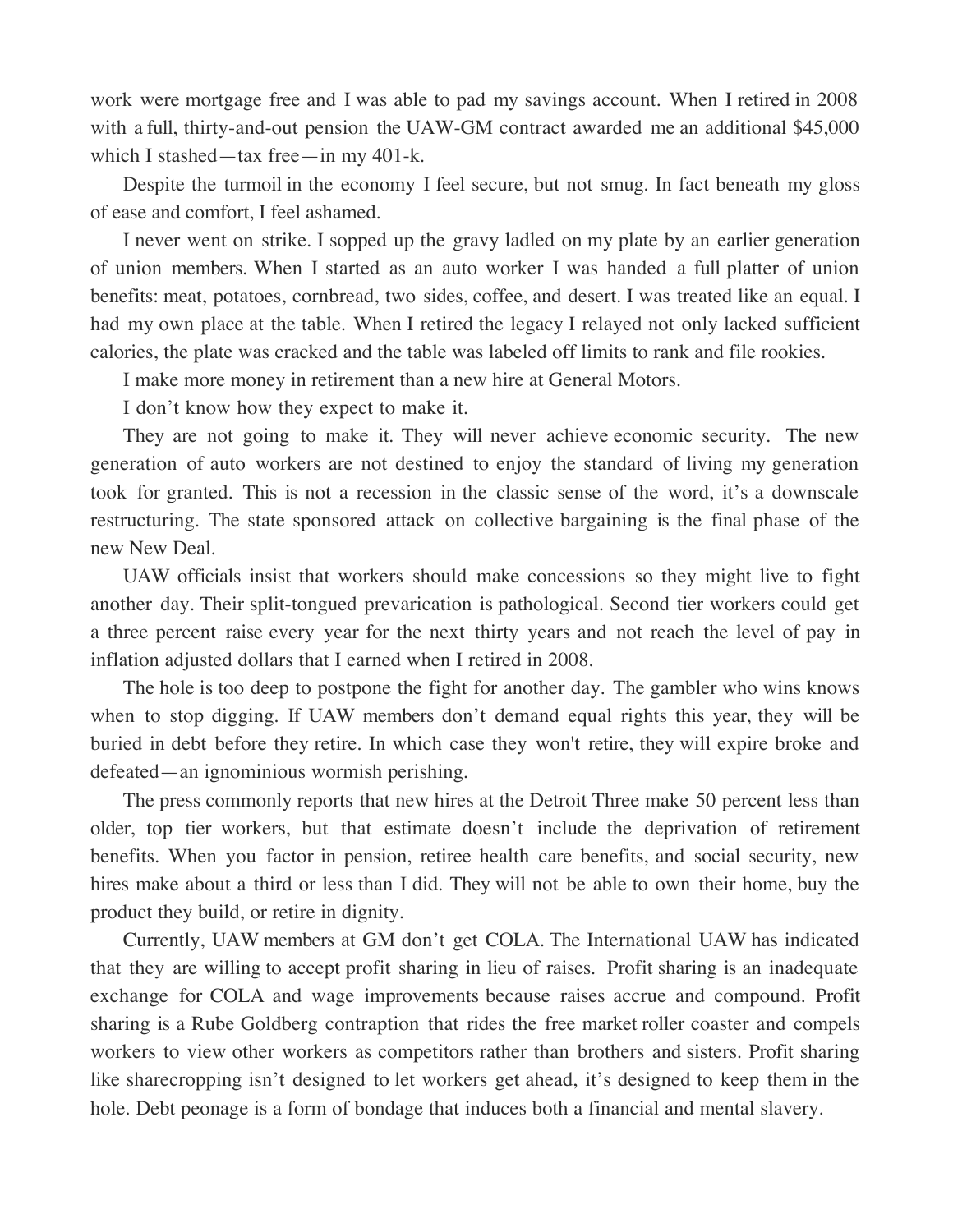work were mortgage free and I was able to pad my savings account. When I retired in 2008 with a full, thirty-and-out pension the UAW-GM contract awarded me an additional $45,000 which I stashed—tax free—in my 401-k.

Despite the turmoil in the economy I feel secure, but not smug. In fact beneath my gloss of ease and comfort, I feel ashamed.

I never went on strike. I sopped up the gravy ladled on my plate by an earlier generation of union members. When I started as an auto worker I was handed a full platter of union benefits: meat, potatoes, cornbread, two sides, coffee, and desert. I was treated like an equal. I had my own place at the table. When I retired the legacy I relayed not only lacked sufficient calories, the plate was cracked and the table was labeled off limits to rank and file rookies.

I make more money in retirement than a new hire at General Motors.

I don't know how they expect to make it.

They are not going to make it. They will never achieve economic security. The new generation of auto workers are not destined to enjoy the standard of living my generation took for granted. This is not a recession in the classic sense of the word, it's a downscale restructuring. The state sponsored attack on collective bargaining is the final phase of the new New Deal.

UAW officials insist that workers should make concessions so they might live to fight another day. Their split-tongued prevarication is pathological. Second tier workers could get a three percent raise every year for the next thirty years and not reach the level of pay in inflation adjusted dollars that I earned when I retired in 2008.

The hole is too deep to postpone the fight for another day. The gambler who wins knows when to stop digging. If UAW members don't demand equal rights this year, they will be buried in debt before they retire. In which case they won't retire, they will expire broke and defeated—an ignominious wormish perishing.

The press commonly reports that new hires at the Detroit Three make 50 percent less than older, top tier workers, but that estimate doesn't include the deprivation of retirement benefits. When you factor in pension, retiree health care benefits, and social security, new hires make about a third or less than I did. They will not be able to own their home, buy the product they build, or retire in dignity.

Currently, UAW members at GM don't get COLA. The International UAW has indicated that they are willing to accept profit sharing in lieu of raises. Profit sharing is an inadequate exchange for COLA and wage improvements because raises accrue and compound. Profit sharing is a Rube Goldberg contraption that rides the free market roller coaster and compels workers to view other workers as competitors rather than brothers and sisters. Profit sharing like sharecropping isn't designed to let workers get ahead, it's designed to keep them in the hole. Debt peonage is a form of bondage that induces both a financial and mental slavery.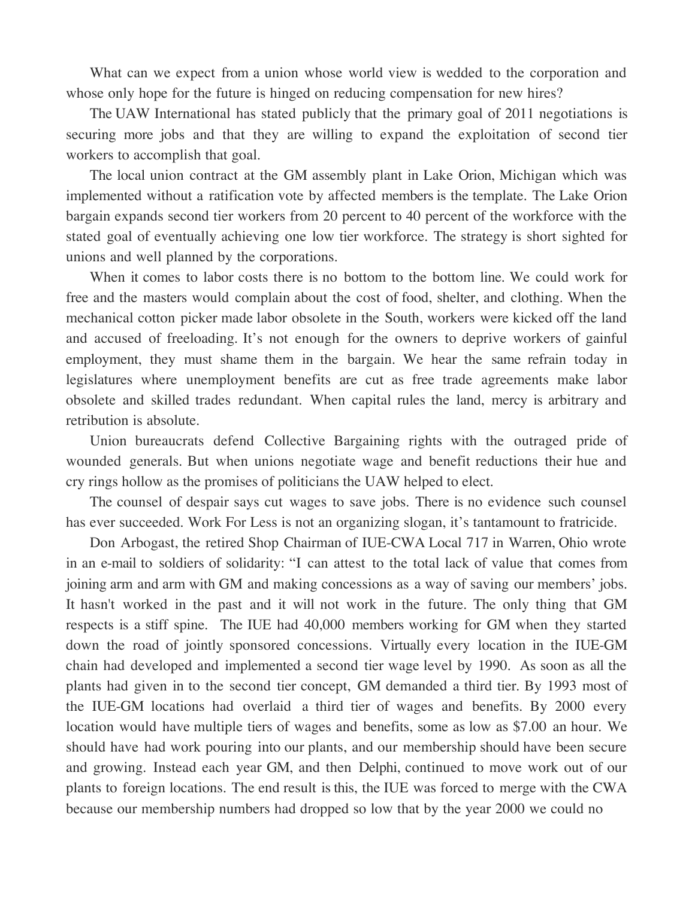What can we expect from a union whose world view is wedded to the corporation and whose only hope for the future is hinged on reducing compensation for new hires?

The UAW International has stated publicly that the primary goal of 2011 negotiations is securing more jobs and that they are willing to expand the exploitation of second tier workers to accomplish that goal.

The local union contract at the GM assembly plant in Lake Orion, Michigan which was implemented without a ratification vote by affected members is the template. The Lake Orion bargain expands second tier workers from 20 percent to 40 percent of the workforce with the stated goal of eventually achieving one low tier workforce. The strategy is short sighted for unions and well planned by the corporations.

When it comes to labor costs there is no bottom to the bottom line. We could work for free and the masters would complain about the cost of food, shelter, and clothing. When the mechanical cotton picker made labor obsolete in the South, workers were kicked off the land and accused of freeloading. It's not enough for the owners to deprive workers of gainful employment, they must shame them in the bargain. We hear the same refrain today in legislatures where unemployment benefits are cut as free trade agreements make labor obsolete and skilled trades redundant. When capital rules the land, mercy is arbitrary and retribution is absolute.

Union bureaucrats defend Collective Bargaining rights with the outraged pride of wounded generals. But when unions negotiate wage and benefit reductions their hue and cry rings hollow as the promises of politicians the UAW helped to elect.

The counsel of despair says cut wages to save jobs. There is no evidence such counsel has ever succeeded. Work For Less is not an organizing slogan, it's tantamount to fratricide.

Don Arbogast, the retired Shop Chairman of IUE-CWA Local 717 in Warren, Ohio wrote in an e-mail to soldiers of solidarity: "I can attest to the total lack of value that comes from joining arm and arm with GM and making concessions as a way of saving our members' jobs. It hasn't worked in the past and it will not work in the future. The only thing that GM respects is a stiff spine. The IUE had 40,000 members working for GM when they started down the road of jointly sponsored concessions. Virtually every location in the IUE-GM chain had developed and implemented a second tier wage level by 1990. As soon as all the plants had given in to the second tier concept, GM demanded a third tier. By 1993 most of the IUE-GM locations had overlaid a third tier of wages and benefits. By 2000 every location would have multiple tiers of wages and benefits, some as low as $7.00 an hour. We should have had work pouring into our plants, and our membership should have been secure and growing. Instead each year GM, and then Delphi, continued to move work out of our plants to foreign locations. The end result is this, the IUE was forced to merge with the CWA because our membership numbers had dropped so low that by the year 2000 we could no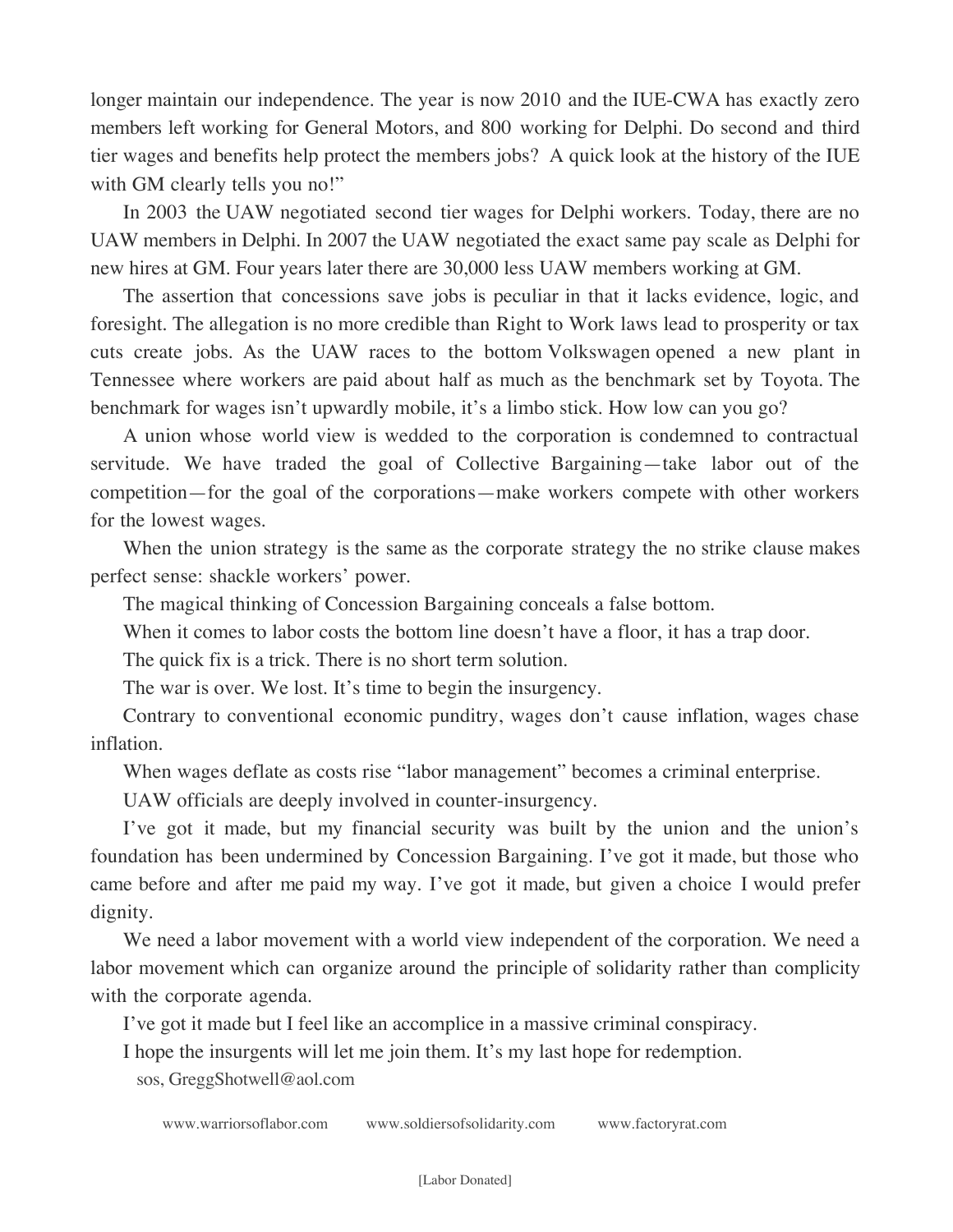longer maintain our independence. The year is now 2010 and the IUE-CWA has exactly zero members left working for General Motors, and 800 working for Delphi. Do second and third tier wages and benefits help protect the members jobs? A quick look at the history of the IUE with GM clearly tells you no!"

In 2003 the UAW negotiated second tier wages for Delphi workers. Today, there are no UAW members in Delphi. In 2007 the UAW negotiated the exact same pay scale as Delphi for new hires at GM. Four years later there are 30,000 less UAW members working at GM.

The assertion that concessions save jobs is peculiar in that it lacks evidence, logic, and foresight. The allegation is no more credible than Right to Work laws lead to prosperity or tax cuts create jobs. As the UAW races to the bottom Volkswagen opened a new plant in Tennessee where workers are paid about half as much as the benchmark set by Toyota. The benchmark for wages isn't upwardly mobile, it's a limbo stick. How low can you go?

A union whose world view is wedded to the corporation is condemned to contractual servitude. We have traded the goal of Collective Bargaining—take labor out of the competition—for the goal of the corporations—make workers compete with other workers for the lowest wages.

When the union strategy is the same as the corporate strategy the no strike clause makes perfect sense: shackle workers' power.

The magical thinking of Concession Bargaining conceals a false bottom.

When it comes to labor costs the bottom line doesn't have a floor, it has a trap door.

The quick fix is a trick. There is no short term solution.

The war is over. We lost. It's time to begin the insurgency.

Contrary to conventional economic punditry, wages don't cause inflation, wages chase inflation.

When wages deflate as costs rise "labor management" becomes a criminal enterprise.

UAW officials are deeply involved in counter-insurgency.

I've got it made, but my financial security was built by the union and the union's foundation has been undermined by Concession Bargaining. I've got it made, but those who came before and after me paid my way. I've got it made, but given a choice I would prefer dignity.

We need a labor movement with a world view independent of the corporation. We need a labor movement which can organize around the principle of solidarity rather than complicity with the corporate agenda.

I've got it made but I feel like an accomplice in a massive criminal conspiracy.

I hope the insurgents will let me join them. It's my last hope for redemption.

sos, GreggShotwell@aol.com

www.warriorsoflabor.com www.soldiersofsolidarity.com www.factoryrat.com

[Labor Donated]